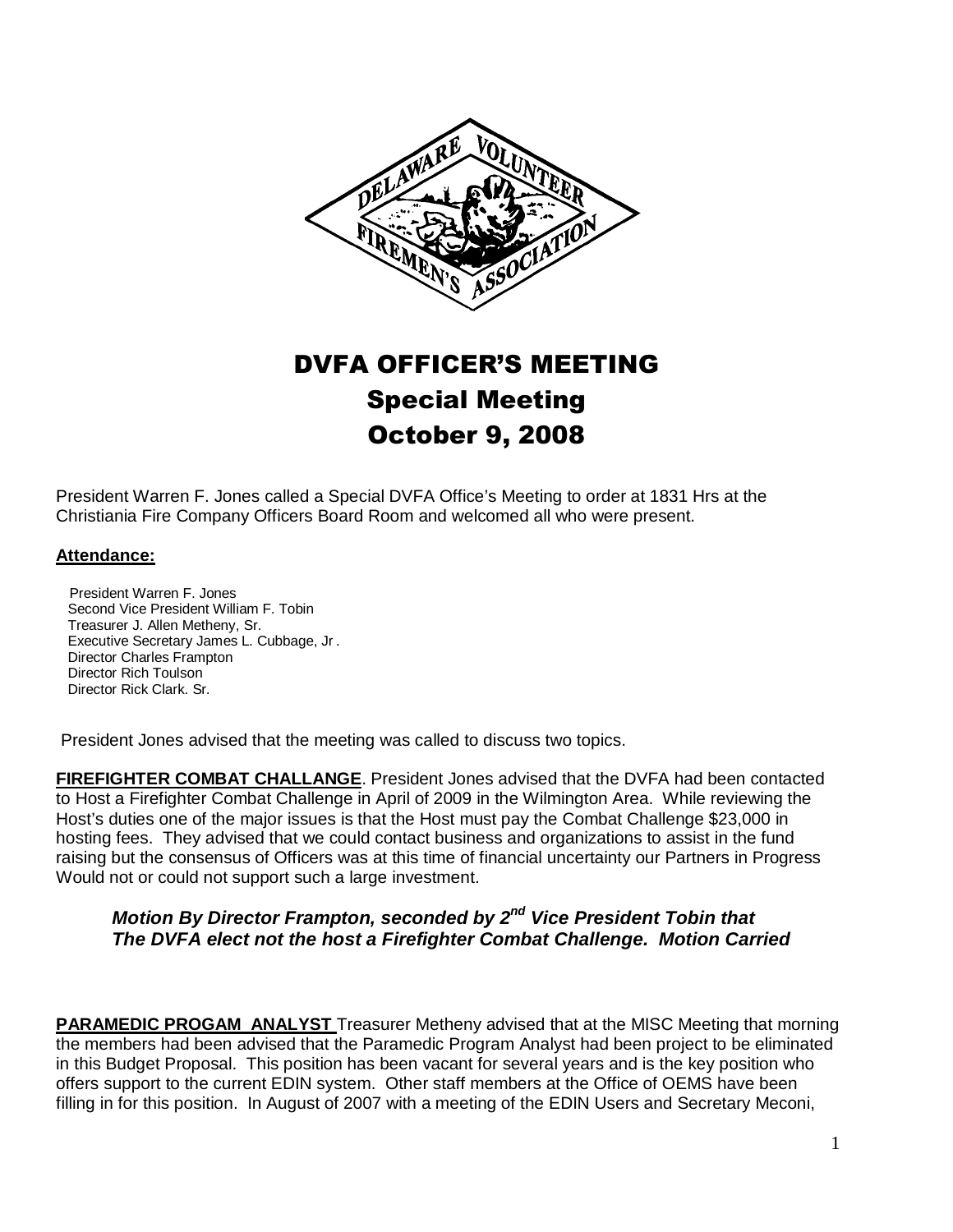# DVFA OFFICER'S MEETING

## Special Meeting

## October 9, 2008

President Warren F. Jones called a Special DVFA Office's Meeting to order at 1831 Hrs at the Christiania Fire Company Officers Board Room and welcomed all who were present.

**Attendance:**

President Warren F. Jones
Second Vice President William F. Tobin
Treasurer J. Allen Metheny, Sr.
Executive Secretary James L. Cubbage, Jr .
Director Charles Frampton
Director Rich Toulson
Director Rick Clark. Sr.

President Jones advised that the meeting was called to discuss two topics.

**FIREFIGHTER COMBAT CHALLANGE**. President Jones advised that the DVFA had been contacted to Host a Firefighter Combat Challenge in April of 2009 in the Wilmington Area. While reviewing the Host's duties one of the major issues is that the Host must pay the Combat Challenge $23,000 in hosting fees. They advised that we could contact business and organizations to assist in the fund raising but the consensus of Officers was at this time of financial uncertainty our Partners in Progress Would not or could not support such a large investment.

> ***Motion By Director Frampton, seconded by 2nd Vice President Tobin that The DVFA elect not the host a Firefighter Combat Challenge. Motion Carried***

**PARAMEDIC PROGAM ANALYST** Treasurer Metheny advised that at the MISC Meeting that morning the members had been advised that the Paramedic Program Analyst had been project to be eliminated in this Budget Proposal. This position has been vacant for several years and is the key position who offers support to the current EDIN system. Other staff members at the Office of OEMS have been filling in for this position. In August of 2007 with a meeting of the EDIN Users and Secretary Meconi,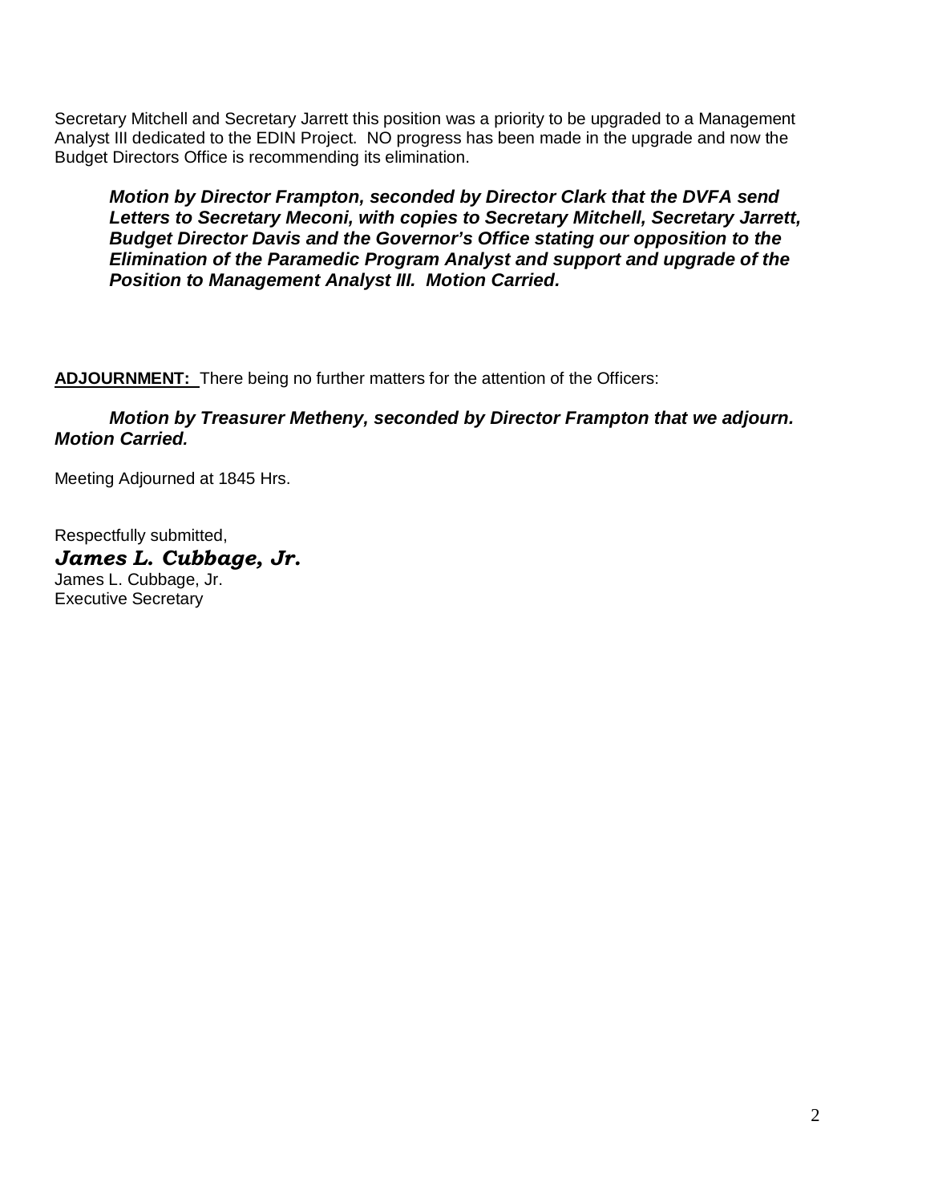Secretary Mitchell and Secretary Jarrett this position was a priority to be upgraded to a Management Analyst III dedicated to the EDIN Project. NO progress has been made in the upgrade and now the Budget Directors Office is recommending its elimination.

***Motion by Director Frampton, seconded by Director Clark that the DVFA send Letters to Secretary Meconi, with copies to Secretary Mitchell, Secretary Jarrett, Budget Director Davis and the Governor's Office stating our opposition to the Elimination of the Paramedic Program Analyst and support and upgrade of the Position to Management Analyst III. Motion Carried.***

**ADJOURNMENT:** There being no further matters for the attention of the Officers:

***Motion by Treasurer Metheny, seconded by Director Frampton that we adjourn. Motion Carried.***

Meeting Adjourned at 1845 Hrs.

Respectfully submitted,

***James L. Cubbage, Jr.***

James L. Cubbage, Jr.
Executive Secretary